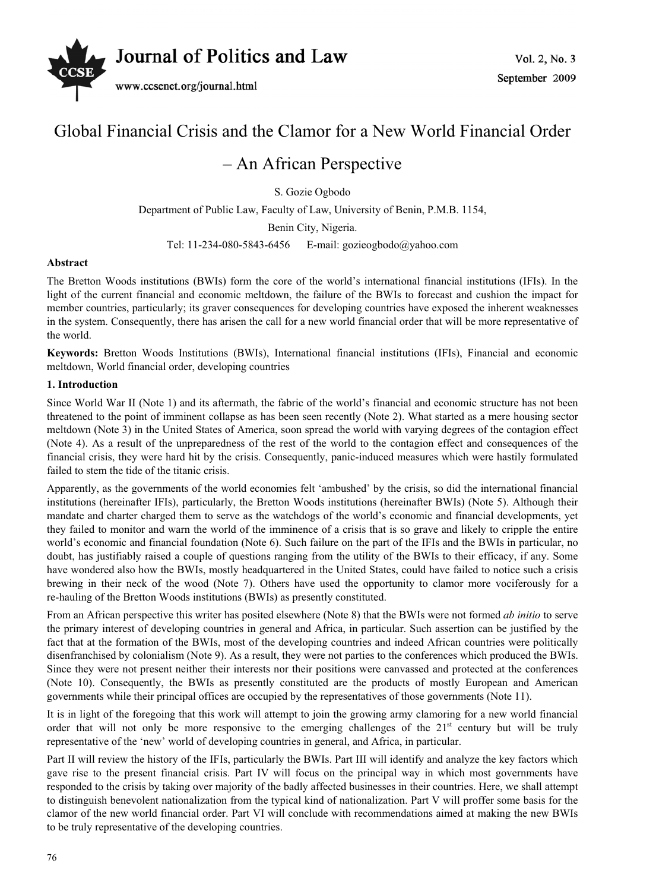# Global Financial Crisis and the Clamor for a New World Financial Order – An African Perspective

S. Gozie Ogbodo

Department of Public Law, Faculty of Law, University of Benin, P.M.B. 1154,

Benin City, Nigeria.

Tel: 11-234-080-5843-6456 E-mail: gozieogbodo@yahoo.com

**Abstract**

The Bretton Woods institutions (BWIs) form the core of the world's international financial institutions (IFIs). In the light of the current financial and economic meltdown, the failure of the BWIs to forecast and cushion the impact for member countries, particularly; its graver consequences for developing countries have exposed the inherent weaknesses in the system. Consequently, there has arisen the call for a new world financial order that will be more representative of the world.

**Keywords:** Bretton Woods Institutions (BWIs), International financial institutions (IFIs), Financial and economic meltdown, World financial order, developing countries

## 1. Introduction

Since World War II (Note 1) and its aftermath, the fabric of the world's financial and economic structure has not been threatened to the point of imminent collapse as has been seen recently (Note 2). What started as a mere housing sector meltdown (Note 3) in the United States of America, soon spread the world with varying degrees of the contagion effect (Note 4). As a result of the unpreparedness of the rest of the world to the contagion effect and consequences of the financial crisis, they were hard hit by the crisis. Consequently, panic-induced measures which were hastily formulated failed to stem the tide of the titanic crisis.

Apparently, as the governments of the world economies felt 'ambushed' by the crisis, so did the international financial institutions (hereinafter IFIs), particularly, the Bretton Woods institutions (hereinafter BWIs) (Note 5). Although their mandate and charter charged them to serve as the watchdogs of the world's economic and financial developments, yet they failed to monitor and warn the world of the imminence of a crisis that is so grave and likely to cripple the entire world's economic and financial foundation (Note 6). Such failure on the part of the IFIs and the BWIs in particular, no doubt, has justifiably raised a couple of questions ranging from the utility of the BWIs to their efficacy, if any. Some have wondered also how the BWIs, mostly headquartered in the United States, could have failed to notice such a crisis brewing in their neck of the wood (Note 7). Others have used the opportunity to clamor more vociferously for a re-hauling of the Bretton Woods institutions (BWIs) as presently constituted.

From an African perspective this writer has posited elsewhere (Note 8) that the BWIs were not formed *ab initio* to serve the primary interest of developing countries in general and Africa, in particular. Such assertion can be justified by the fact that at the formation of the BWIs, most of the developing countries and indeed African countries were politically disenfranchised by colonialism (Note 9). As a result, they were not parties to the conferences which produced the BWIs. Since they were not present neither their interests nor their positions were canvassed and protected at the conferences (Note 10). Consequently, the BWIs as presently constituted are the products of mostly European and American governments while their principal offices are occupied by the representatives of those governments (Note 11).

It is in light of the foregoing that this work will attempt to join the growing army clamoring for a new world financial order that will not only be more responsive to the emerging challenges of the 21st century but will be truly representative of the 'new' world of developing countries in general, and Africa, in particular.

Part II will review the history of the IFIs, particularly the BWIs. Part III will identify and analyze the key factors which gave rise to the present financial crisis. Part IV will focus on the principal way in which most governments have responded to the crisis by taking over majority of the badly affected businesses in their countries. Here, we shall attempt to distinguish benevolent nationalization from the typical kind of nationalization. Part V will proffer some basis for the clamor of the new world financial order. Part VI will conclude with recommendations aimed at making the new BWIs to be truly representative of the developing countries.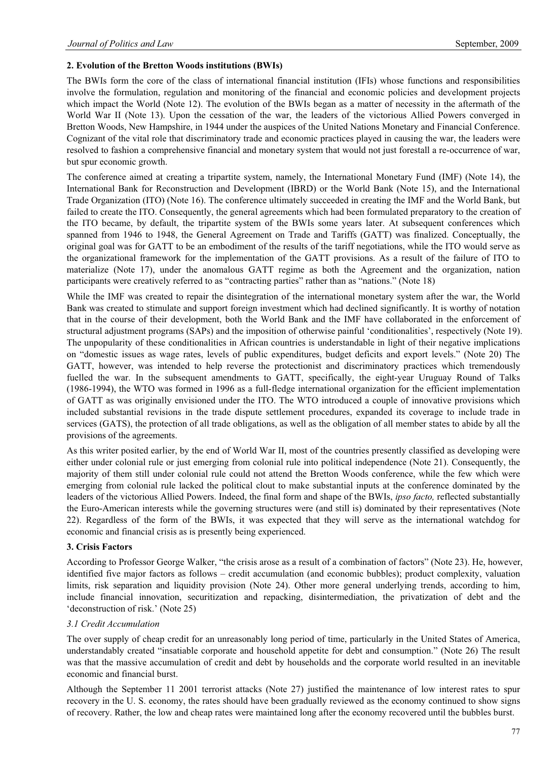## 2. Evolution of the Bretton Woods institutions (BWIs)

The BWIs form the core of the class of international financial institution (IFIs) whose functions and responsibilities involve the formulation, regulation and monitoring of the financial and economic policies and development projects which impact the World (Note 12). The evolution of the BWIs began as a matter of necessity in the aftermath of the World War II (Note 13). Upon the cessation of the war, the leaders of the victorious Allied Powers converged in Bretton Woods, New Hampshire, in 1944 under the auspices of the United Nations Monetary and Financial Conference. Cognizant of the vital role that discriminatory trade and economic practices played in causing the war, the leaders were resolved to fashion a comprehensive financial and monetary system that would not just forestall a re-occurrence of war, but spur economic growth.

The conference aimed at creating a tripartite system, namely, the International Monetary Fund (IMF) (Note 14), the International Bank for Reconstruction and Development (IBRD) or the World Bank (Note 15), and the International Trade Organization (ITO) (Note 16). The conference ultimately succeeded in creating the IMF and the World Bank, but failed to create the ITO. Consequently, the general agreements which had been formulated preparatory to the creation of the ITO became, by default, the tripartite system of the BWIs some years later. At subsequent conferences which spanned from 1946 to 1948, the General Agreement on Trade and Tariffs (GATT) was finalized. Conceptually, the original goal was for GATT to be an embodiment of the results of the tariff negotiations, while the ITO would serve as the organizational framework for the implementation of the GATT provisions. As a result of the failure of ITO to materialize (Note 17), under the anomalous GATT regime as both the Agreement and the organization, nation participants were creatively referred to as "contracting parties" rather than as "nations." (Note 18)

While the IMF was created to repair the disintegration of the international monetary system after the war, the World Bank was created to stimulate and support foreign investment which had declined significantly. It is worthy of notation that in the course of their development, both the World Bank and the IMF have collaborated in the enforcement of structural adjustment programs (SAPs) and the imposition of otherwise painful 'conditionalities', respectively (Note 19). The unpopularity of these conditionalities in African countries is understandable in light of their negative implications on "domestic issues as wage rates, levels of public expenditures, budget deficits and export levels." (Note 20) The GATT, however, was intended to help reverse the protectionist and discriminatory practices which tremendously fuelled the war. In the subsequent amendments to GATT, specifically, the eight-year Uruguay Round of Talks (1986-1994), the WTO was formed in 1996 as a full-fledge international organization for the efficient implementation of GATT as was originally envisioned under the ITO. The WTO introduced a couple of innovative provisions which included substantial revisions in the trade dispute settlement procedures, expanded its coverage to include trade in services (GATS), the protection of all trade obligations, as well as the obligation of all member states to abide by all the provisions of the agreements.

As this writer posited earlier, by the end of World War II, most of the countries presently classified as developing were either under colonial rule or just emerging from colonial rule into political independence (Note 21). Consequently, the majority of them still under colonial rule could not attend the Bretton Woods conference, while the few which were emerging from colonial rule lacked the political clout to make substantial inputs at the conference dominated by the leaders of the victorious Allied Powers. Indeed, the final form and shape of the BWIs, *ipso facto,* reflected substantially the Euro-American interests while the governing structures were (and still is) dominated by their representatives (Note 22). Regardless of the form of the BWIs, it was expected that they will serve as the international watchdog for economic and financial crisis as is presently being experienced.

## 3. Crisis Factors

According to Professor George Walker, "the crisis arose as a result of a combination of factors" (Note 23). He, however, identified five major factors as follows – credit accumulation (and economic bubbles); product complexity, valuation limits, risk separation and liquidity provision (Note 24). Other more general underlying trends, according to him, include financial innovation, securitization and repacking, disintermediation, the privatization of debt and the 'deconstruction of risk.' (Note 25)

### *3.1 Credit Accumulation*

The over supply of cheap credit for an unreasonably long period of time, particularly in the United States of America, understandably created "insatiable corporate and household appetite for debt and consumption." (Note 26) The result was that the massive accumulation of credit and debt by households and the corporate world resulted in an inevitable economic and financial burst.

Although the September 11 2001 terrorist attacks (Note 27) justified the maintenance of low interest rates to spur recovery in the U. S. economy, the rates should have been gradually reviewed as the economy continued to show signs of recovery. Rather, the low and cheap rates were maintained long after the economy recovered until the bubbles burst.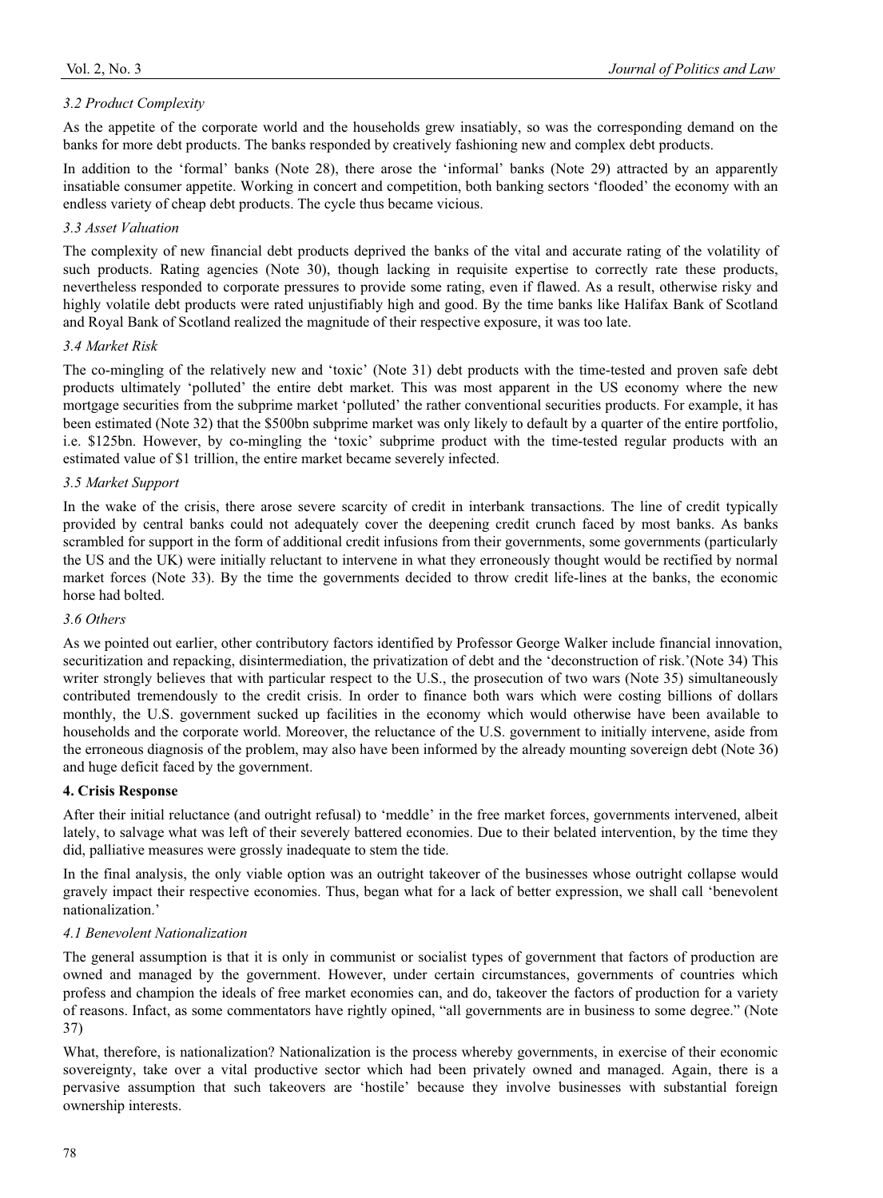### *3.2 Product Complexity*

As the appetite of the corporate world and the households grew insatiably, so was the corresponding demand on the banks for more debt products. The banks responded by creatively fashioning new and complex debt products.

In addition to the 'formal' banks (Note 28), there arose the 'informal' banks (Note 29) attracted by an apparently insatiable consumer appetite. Working in concert and competition, both banking sectors 'flooded' the economy with an endless variety of cheap debt products. The cycle thus became vicious.

### *3.3 Asset Valuation*

The complexity of new financial debt products deprived the banks of the vital and accurate rating of the volatility of such products. Rating agencies (Note 30), though lacking in requisite expertise to correctly rate these products, nevertheless responded to corporate pressures to provide some rating, even if flawed. As a result, otherwise risky and highly volatile debt products were rated unjustifiably high and good. By the time banks like Halifax Bank of Scotland and Royal Bank of Scotland realized the magnitude of their respective exposure, it was too late.

### *3.4 Market Risk*

The co-mingling of the relatively new and 'toxic' (Note 31) debt products with the time-tested and proven safe debt products ultimately 'polluted' the entire debt market. This was most apparent in the US economy where the new mortgage securities from the subprime market 'polluted' the rather conventional securities products. For example, it has been estimated (Note 32) that the $500bn subprime market was only likely to default by a quarter of the entire portfolio, i.e. $125bn. However, by co-mingling the 'toxic' subprime product with the time-tested regular products with an estimated value of $1 trillion, the entire market became severely infected.

### *3.5 Market Support*

In the wake of the crisis, there arose severe scarcity of credit in interbank transactions. The line of credit typically provided by central banks could not adequately cover the deepening credit crunch faced by most banks. As banks scrambled for support in the form of additional credit infusions from their governments, some governments (particularly the US and the UK) were initially reluctant to intervene in what they erroneously thought would be rectified by normal market forces (Note 33). By the time the governments decided to throw credit life-lines at the banks, the economic horse had bolted.

### *3.6 Others*

As we pointed out earlier, other contributory factors identified by Professor George Walker include financial innovation, securitization and repacking, disintermediation, the privatization of debt and the 'deconstruction of risk.'(Note 34) This writer strongly believes that with particular respect to the U.S., the prosecution of two wars (Note 35) simultaneously contributed tremendously to the credit crisis. In order to finance both wars which were costing billions of dollars monthly, the U.S. government sucked up facilities in the economy which would otherwise have been available to households and the corporate world. Moreover, the reluctance of the U.S. government to initially intervene, aside from the erroneous diagnosis of the problem, may also have been informed by the already mounting sovereign debt (Note 36) and huge deficit faced by the government.

## **4. Crisis Response**

After their initial reluctance (and outright refusal) to 'meddle' in the free market forces, governments intervened, albeit lately, to salvage what was left of their severely battered economies. Due to their belated intervention, by the time they did, palliative measures were grossly inadequate to stem the tide.

In the final analysis, the only viable option was an outright takeover of the businesses whose outright collapse would gravely impact their respective economies. Thus, began what for a lack of better expression, we shall call 'benevolent nationalization.'

### *4.1 Benevolent Nationalization*

The general assumption is that it is only in communist or socialist types of government that factors of production are owned and managed by the government. However, under certain circumstances, governments of countries which profess and champion the ideals of free market economies can, and do, takeover the factors of production for a variety of reasons. Infact, as some commentators have rightly opined, "all governments are in business to some degree." (Note 37)

What, therefore, is nationalization? Nationalization is the process whereby governments, in exercise of their economic sovereignty, take over a vital productive sector which had been privately owned and managed. Again, there is a pervasive assumption that such takeovers are 'hostile' because they involve businesses with substantial foreign ownership interests.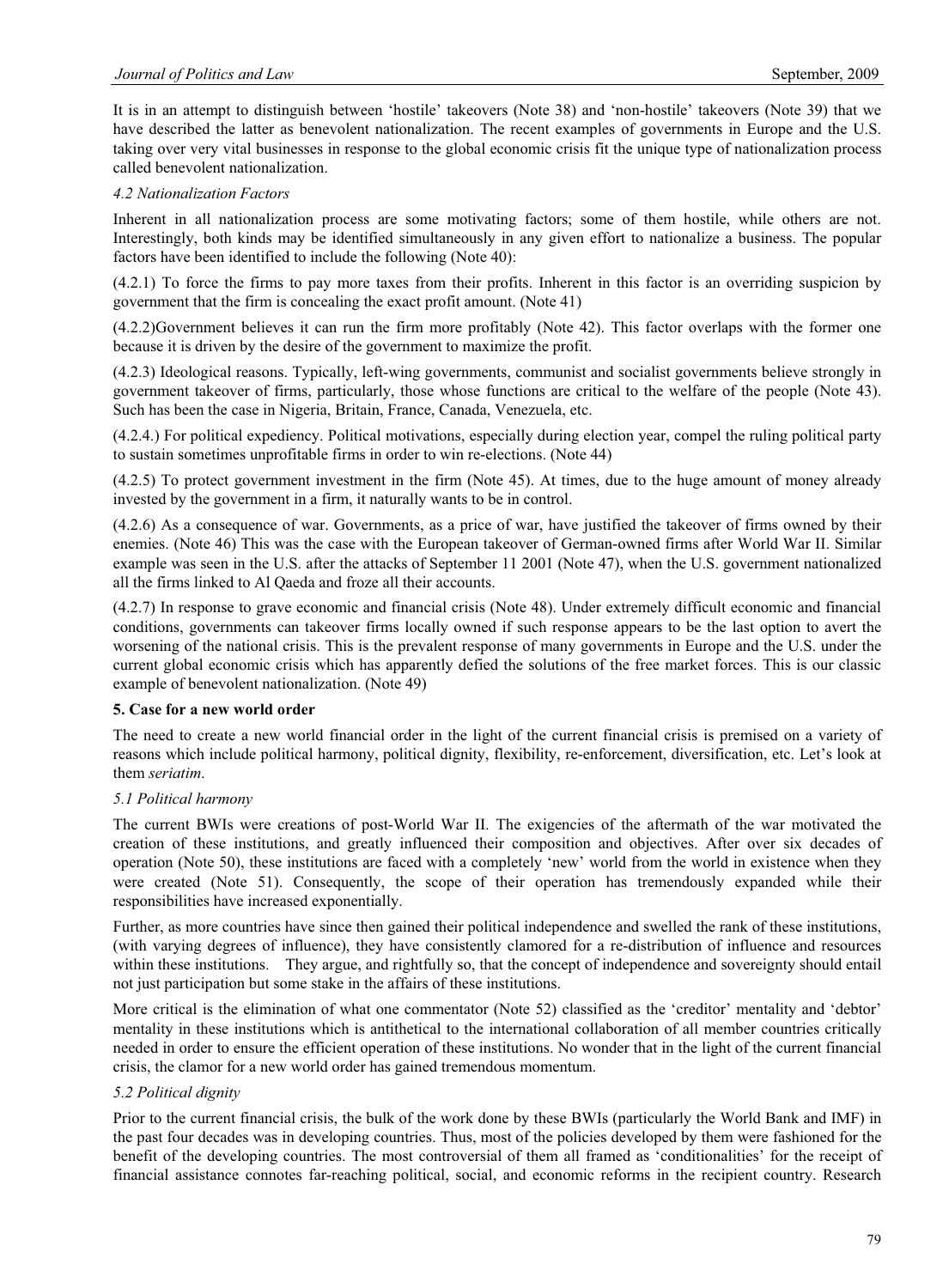It is in an attempt to distinguish between 'hostile' takeovers (Note 38) and 'non-hostile' takeovers (Note 39) that we have described the latter as benevolent nationalization. The recent examples of governments in Europe and the U.S. taking over very vital businesses in response to the global economic crisis fit the unique type of nationalization process called benevolent nationalization.

### *4.2 Nationalization Factors*

Inherent in all nationalization process are some motivating factors; some of them hostile, while others are not. Interestingly, both kinds may be identified simultaneously in any given effort to nationalize a business. The popular factors have been identified to include the following (Note 40):

(4.2.1) To force the firms to pay more taxes from their profits. Inherent in this factor is an overriding suspicion by government that the firm is concealing the exact profit amount. (Note 41)

(4.2.2)Government believes it can run the firm more profitably (Note 42). This factor overlaps with the former one because it is driven by the desire of the government to maximize the profit.

(4.2.3) Ideological reasons. Typically, left-wing governments, communist and socialist governments believe strongly in government takeover of firms, particularly, those whose functions are critical to the welfare of the people (Note 43). Such has been the case in Nigeria, Britain, France, Canada, Venezuela, etc.

(4.2.4.) For political expediency. Political motivations, especially during election year, compel the ruling political party to sustain sometimes unprofitable firms in order to win re-elections. (Note 44)

(4.2.5) To protect government investment in the firm (Note 45). At times, due to the huge amount of money already invested by the government in a firm, it naturally wants to be in control.

(4.2.6) As a consequence of war. Governments, as a price of war, have justified the takeover of firms owned by their enemies. (Note 46) This was the case with the European takeover of German-owned firms after World War II. Similar example was seen in the U.S. after the attacks of September 11 2001 (Note 47), when the U.S. government nationalized all the firms linked to Al Qaeda and froze all their accounts.

(4.2.7) In response to grave economic and financial crisis (Note 48). Under extremely difficult economic and financial conditions, governments can takeover firms locally owned if such response appears to be the last option to avert the worsening of the national crisis. This is the prevalent response of many governments in Europe and the U.S. under the current global economic crisis which has apparently defied the solutions of the free market forces. This is our classic example of benevolent nationalization. (Note 49)

## 5. Case for a new world order

The need to create a new world financial order in the light of the current financial crisis is premised on a variety of reasons which include political harmony, political dignity, flexibility, re-enforcement, diversification, etc. Let's look at them *seriatim*.

### *5.1 Political harmony*

The current BWIs were creations of post-World War II. The exigencies of the aftermath of the war motivated the creation of these institutions, and greatly influenced their composition and objectives. After over six decades of operation (Note 50), these institutions are faced with a completely 'new' world from the world in existence when they were created (Note 51). Consequently, the scope of their operation has tremendously expanded while their responsibilities have increased exponentially.

Further, as more countries have since then gained their political independence and swelled the rank of these institutions, (with varying degrees of influence), they have consistently clamored for a re-distribution of influence and resources within these institutions. They argue, and rightfully so, that the concept of independence and sovereignty should entail not just participation but some stake in the affairs of these institutions.

More critical is the elimination of what one commentator (Note 52) classified as the 'creditor' mentality and 'debtor' mentality in these institutions which is antithetical to the international collaboration of all member countries critically needed in order to ensure the efficient operation of these institutions. No wonder that in the light of the current financial crisis, the clamor for a new world order has gained tremendous momentum.

### *5.2 Political dignity*

Prior to the current financial crisis, the bulk of the work done by these BWIs (particularly the World Bank and IMF) in the past four decades was in developing countries. Thus, most of the policies developed by them were fashioned for the benefit of the developing countries. The most controversial of them all framed as 'conditionalities' for the receipt of financial assistance connotes far-reaching political, social, and economic reforms in the recipient country. Research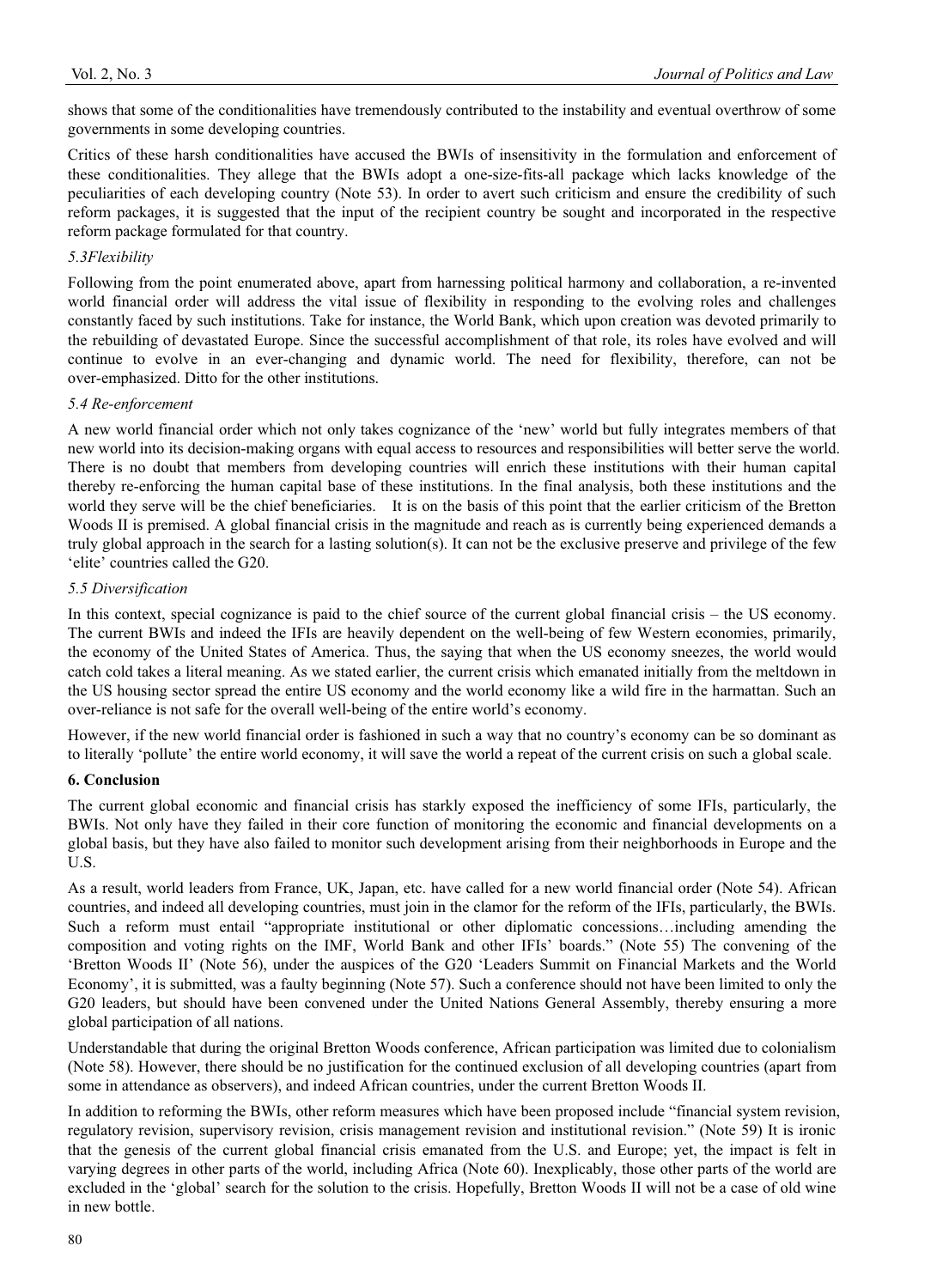shows that some of the conditionalities have tremendously contributed to the instability and eventual overthrow of some governments in some developing countries.

Critics of these harsh conditionalities have accused the BWIs of insensitivity in the formulation and enforcement of these conditionalities. They allege that the BWIs adopt a one-size-fits-all package which lacks knowledge of the peculiarities of each developing country (Note 53). In order to avert such criticism and ensure the credibility of such reform packages, it is suggested that the input of the recipient country be sought and incorporated in the respective reform package formulated for that country.

### *5.3Flexibility*

Following from the point enumerated above, apart from harnessing political harmony and collaboration, a re-invented world financial order will address the vital issue of flexibility in responding to the evolving roles and challenges constantly faced by such institutions. Take for instance, the World Bank, which upon creation was devoted primarily to the rebuilding of devastated Europe. Since the successful accomplishment of that role, its roles have evolved and will continue to evolve in an ever-changing and dynamic world. The need for flexibility, therefore, can not be over-emphasized. Ditto for the other institutions.

### *5.4 Re-enforcement*

A new world financial order which not only takes cognizance of the 'new' world but fully integrates members of that new world into its decision-making organs with equal access to resources and responsibilities will better serve the world. There is no doubt that members from developing countries will enrich these institutions with their human capital thereby re-enforcing the human capital base of these institutions. In the final analysis, both these institutions and the world they serve will be the chief beneficiaries. It is on the basis of this point that the earlier criticism of the Bretton Woods II is premised. A global financial crisis in the magnitude and reach as is currently being experienced demands a truly global approach in the search for a lasting solution(s). It can not be the exclusive preserve and privilege of the few 'elite' countries called the G20.

### *5.5 Diversification*

In this context, special cognizance is paid to the chief source of the current global financial crisis – the US economy. The current BWIs and indeed the IFIs are heavily dependent on the well-being of few Western economies, primarily, the economy of the United States of America. Thus, the saying that when the US economy sneezes, the world would catch cold takes a literal meaning. As we stated earlier, the current crisis which emanated initially from the meltdown in the US housing sector spread the entire US economy and the world economy like a wild fire in the harmattan. Such an over-reliance is not safe for the overall well-being of the entire world's economy.

However, if the new world financial order is fashioned in such a way that no country's economy can be so dominant as to literally 'pollute' the entire world economy, it will save the world a repeat of the current crisis on such a global scale.

## **6. Conclusion**

The current global economic and financial crisis has starkly exposed the inefficiency of some IFIs, particularly, the BWIs. Not only have they failed in their core function of monitoring the economic and financial developments on a global basis, but they have also failed to monitor such development arising from their neighborhoods in Europe and the U.S.

As a result, world leaders from France, UK, Japan, etc. have called for a new world financial order (Note 54). African countries, and indeed all developing countries, must join in the clamor for the reform of the IFIs, particularly, the BWIs. Such a reform must entail "appropriate institutional or other diplomatic concessions…including amending the composition and voting rights on the IMF, World Bank and other IFIs' boards." (Note 55) The convening of the 'Bretton Woods II' (Note 56), under the auspices of the G20 'Leaders Summit on Financial Markets and the World Economy', it is submitted, was a faulty beginning (Note 57). Such a conference should not have been limited to only the G20 leaders, but should have been convened under the United Nations General Assembly, thereby ensuring a more global participation of all nations.

Understandable that during the original Bretton Woods conference, African participation was limited due to colonialism (Note 58). However, there should be no justification for the continued exclusion of all developing countries (apart from some in attendance as observers), and indeed African countries, under the current Bretton Woods II.

In addition to reforming the BWIs, other reform measures which have been proposed include "financial system revision, regulatory revision, supervisory revision, crisis management revision and institutional revision." (Note 59) It is ironic that the genesis of the current global financial crisis emanated from the U.S. and Europe; yet, the impact is felt in varying degrees in other parts of the world, including Africa (Note 60). Inexplicably, those other parts of the world are excluded in the 'global' search for the solution to the crisis. Hopefully, Bretton Woods II will not be a case of old wine in new bottle.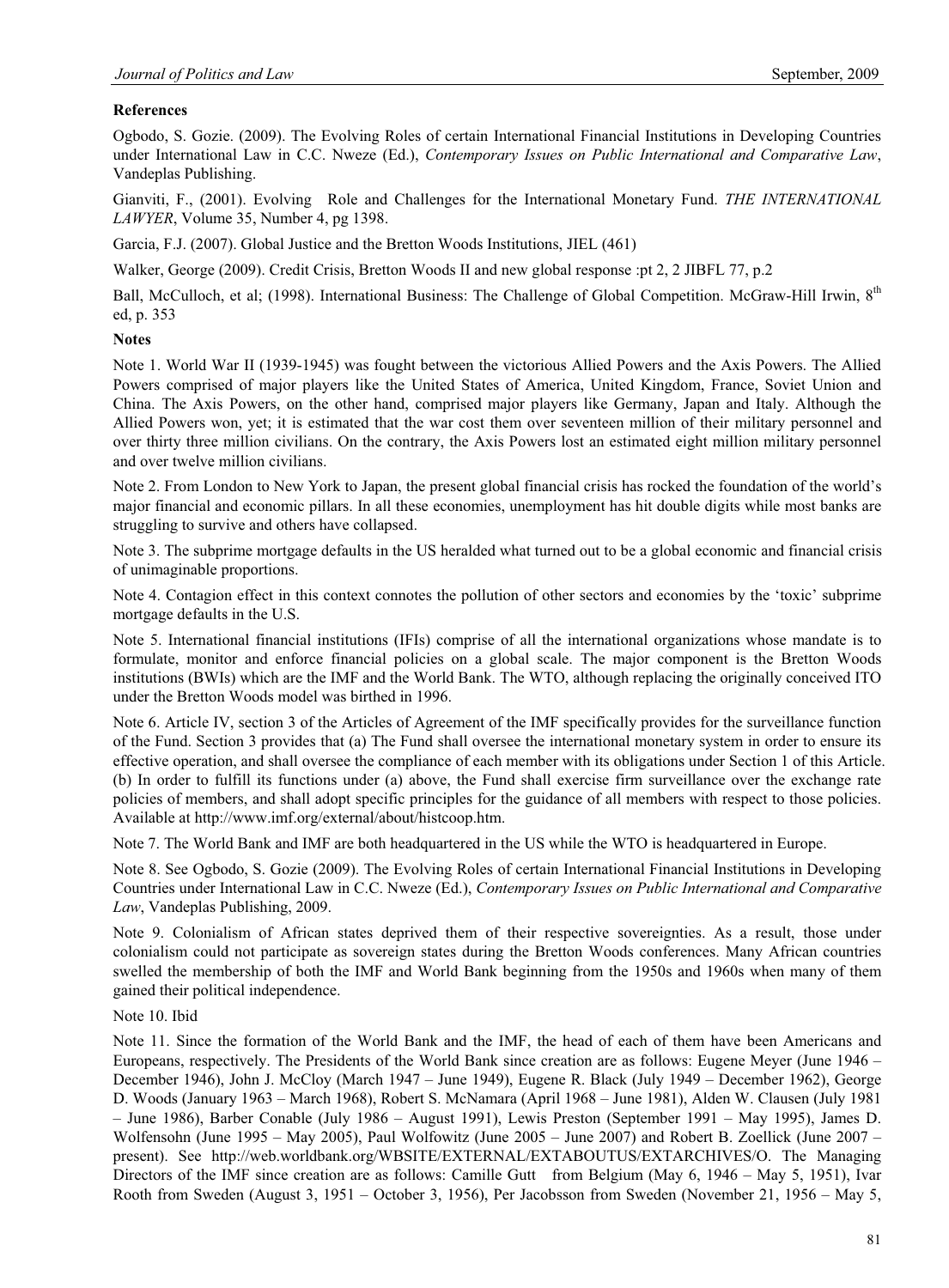**References**

Ogbodo, S. Gozie. (2009). The Evolving Roles of certain International Financial Institutions in Developing Countries under International Law in C.C. Nweze (Ed.), *Contemporary Issues on Public International and Comparative Law*, Vandeplas Publishing.

Gianviti, F., (2001). Evolving Role and Challenges for the International Monetary Fund. *THE INTERNATIONAL LAWYER*, Volume 35, Number 4, pg 1398.

Garcia, F.J. (2007). Global Justice and the Bretton Woods Institutions, JIEL (461)

Walker, George (2009). Credit Crisis, Bretton Woods II and new global response :pt 2, 2 JIBFL 77, p.2

Ball, McCulloch, et al; (1998). International Business: The Challenge of Global Competition. McGraw-Hill Irwin, 8th ed, p. 353

**Notes**

Note 1. World War II (1939-1945) was fought between the victorious Allied Powers and the Axis Powers. The Allied Powers comprised of major players like the United States of America, United Kingdom, France, Soviet Union and China. The Axis Powers, on the other hand, comprised major players like Germany, Japan and Italy. Although the Allied Powers won, yet; it is estimated that the war cost them over seventeen million of their military personnel and over thirty three million civilians. On the contrary, the Axis Powers lost an estimated eight million military personnel and over twelve million civilians.

Note 2. From London to New York to Japan, the present global financial crisis has rocked the foundation of the world's major financial and economic pillars. In all these economies, unemployment has hit double digits while most banks are struggling to survive and others have collapsed.

Note 3. The subprime mortgage defaults in the US heralded what turned out to be a global economic and financial crisis of unimaginable proportions.

Note 4. Contagion effect in this context connotes the pollution of other sectors and economies by the 'toxic' subprime mortgage defaults in the U.S.

Note 5. International financial institutions (IFIs) comprise of all the international organizations whose mandate is to formulate, monitor and enforce financial policies on a global scale. The major component is the Bretton Woods institutions (BWIs) which are the IMF and the World Bank. The WTO, although replacing the originally conceived ITO under the Bretton Woods model was birthed in 1996.

Note 6. Article IV, section 3 of the Articles of Agreement of the IMF specifically provides for the surveillance function of the Fund. Section 3 provides that (a) The Fund shall oversee the international monetary system in order to ensure its effective operation, and shall oversee the compliance of each member with its obligations under Section 1 of this Article. (b) In order to fulfill its functions under (a) above, the Fund shall exercise firm surveillance over the exchange rate policies of members, and shall adopt specific principles for the guidance of all members with respect to those policies. Available at http://www.imf.org/external/about/histcoop.htm.

Note 7. The World Bank and IMF are both headquartered in the US while the WTO is headquartered in Europe.

Note 8. See Ogbodo, S. Gozie (2009). The Evolving Roles of certain International Financial Institutions in Developing Countries under International Law in C.C. Nweze (Ed.), *Contemporary Issues on Public International and Comparative Law*, Vandeplas Publishing, 2009.

Note 9. Colonialism of African states deprived them of their respective sovereignties. As a result, those under colonialism could not participate as sovereign states during the Bretton Woods conferences. Many African countries swelled the membership of both the IMF and World Bank beginning from the 1950s and 1960s when many of them gained their political independence.

Note 10. Ibid

Note 11. Since the formation of the World Bank and the IMF, the head of each of them have been Americans and Europeans, respectively. The Presidents of the World Bank since creation are as follows: Eugene Meyer (June 1946 – December 1946), John J. McCloy (March 1947 – June 1949), Eugene R. Black (July 1949 – December 1962), George D. Woods (January 1963 – March 1968), Robert S. McNamara (April 1968 – June 1981), Alden W. Clausen (July 1981 – June 1986), Barber Conable (July 1986 – August 1991), Lewis Preston (September 1991 – May 1995), James D. Wolfensohn (June 1995 – May 2005), Paul Wolfowitz (June 2005 – June 2007) and Robert B. Zoellick (June 2007 – present). See http://web.worldbank.org/WBSITE/EXTERNAL/EXTABOUTUS/EXTARCHIVES/O. The Managing Directors of the IMF since creation are as follows: Camille Gutt from Belgium (May 6, 1946 – May 5, 1951), Ivar Rooth from Sweden (August 3, 1951 – October 3, 1956), Per Jacobsson from Sweden (November 21, 1956 – May 5,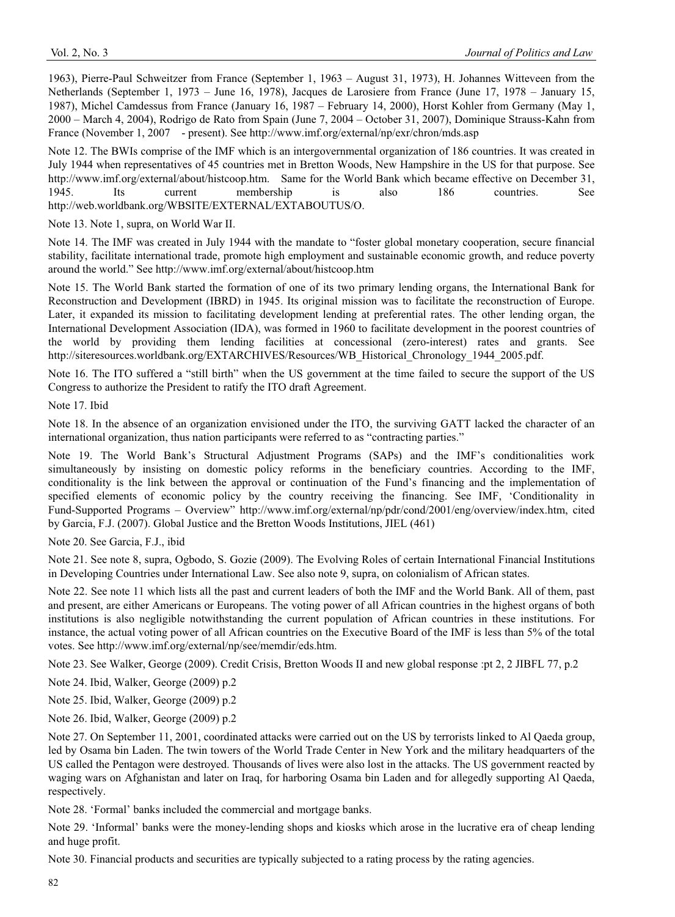1963), Pierre-Paul Schweitzer from France (September 1, 1963 – August 31, 1973), H. Johannes Witteveen from the Netherlands (September 1, 1973 – June 16, 1978), Jacques de Larosiere from France (June 17, 1978 – January 15, 1987), Michel Camdessus from France (January 16, 1987 – February 14, 2000), Horst Kohler from Germany (May 1, 2000 – March 4, 2004), Rodrigo de Rato from Spain (June 7, 2004 – October 31, 2007), Dominique Strauss-Kahn from France (November 1, 2007 - present). See http://www.imf.org/external/np/exr/chron/mds.asp

Note 12. The BWIs comprise of the IMF which is an intergovernmental organization of 186 countries. It was created in July 1944 when representatives of 45 countries met in Bretton Woods, New Hampshire in the US for that purpose. See http://www.imf.org/external/about/histcoop.htm. Same for the World Bank which became effective on December 31, 1945. Its current membership is also 186 countries. See http://web.worldbank.org/WBSITE/EXTERNAL/EXTABOUTUS/O.

Note 13. Note 1, supra, on World War II.

Note 14. The IMF was created in July 1944 with the mandate to "foster global monetary cooperation, secure financial stability, facilitate international trade, promote high employment and sustainable economic growth, and reduce poverty around the world." See http://www.imf.org/external/about/histcoop.htm

Note 15. The World Bank started the formation of one of its two primary lending organs, the International Bank for Reconstruction and Development (IBRD) in 1945. Its original mission was to facilitate the reconstruction of Europe. Later, it expanded its mission to facilitating development lending at preferential rates. The other lending organ, the International Development Association (IDA), was formed in 1960 to facilitate development in the poorest countries of the world by providing them lending facilities at concessional (zero-interest) rates and grants. See http://siteresources.worldbank.org/EXTARCHIVES/Resources/WB_Historical_Chronology_1944_2005.pdf.

Note 16. The ITO suffered a "still birth" when the US government at the time failed to secure the support of the US Congress to authorize the President to ratify the ITO draft Agreement.

Note 17. Ibid

Note 18. In the absence of an organization envisioned under the ITO, the surviving GATT lacked the character of an international organization, thus nation participants were referred to as "contracting parties."

Note 19. The World Bank's Structural Adjustment Programs (SAPs) and the IMF's conditionalities work simultaneously by insisting on domestic policy reforms in the beneficiary countries. According to the IMF, conditionality is the link between the approval or continuation of the Fund's financing and the implementation of specified elements of economic policy by the country receiving the financing. See IMF, 'Conditionality in Fund-Supported Programs – Overview" http://www.imf.org/external/np/pdr/cond/2001/eng/overview/index.htm, cited by Garcia, F.J. (2007). Global Justice and the Bretton Woods Institutions, JIEL (461)

Note 20. See Garcia, F.J., ibid

Note 21. See note 8, supra, Ogbodo, S. Gozie (2009). The Evolving Roles of certain International Financial Institutions in Developing Countries under International Law. See also note 9, supra, on colonialism of African states.

Note 22. See note 11 which lists all the past and current leaders of both the IMF and the World Bank. All of them, past and present, are either Americans or Europeans. The voting power of all African countries in the highest organs of both institutions is also negligible notwithstanding the current population of African countries in these institutions. For instance, the actual voting power of all African countries on the Executive Board of the IMF is less than 5% of the total votes. See http://www.imf.org/external/np/see/memdir/eds.htm.

Note 23. See Walker, George (2009). Credit Crisis, Bretton Woods II and new global response :pt 2, 2 JIBFL 77, p.2

Note 24. Ibid, Walker, George (2009) p.2

Note 25. Ibid, Walker, George (2009) p.2

Note 26. Ibid, Walker, George (2009) p.2

Note 27. On September 11, 2001, coordinated attacks were carried out on the US by terrorists linked to Al Qaeda group, led by Osama bin Laden. The twin towers of the World Trade Center in New York and the military headquarters of the US called the Pentagon were destroyed. Thousands of lives were also lost in the attacks. The US government reacted by waging wars on Afghanistan and later on Iraq, for harboring Osama bin Laden and for allegedly supporting Al Qaeda, respectively.

Note 28. 'Formal' banks included the commercial and mortgage banks.

Note 29. 'Informal' banks were the money-lending shops and kiosks which arose in the lucrative era of cheap lending and huge profit.

Note 30. Financial products and securities are typically subjected to a rating process by the rating agencies.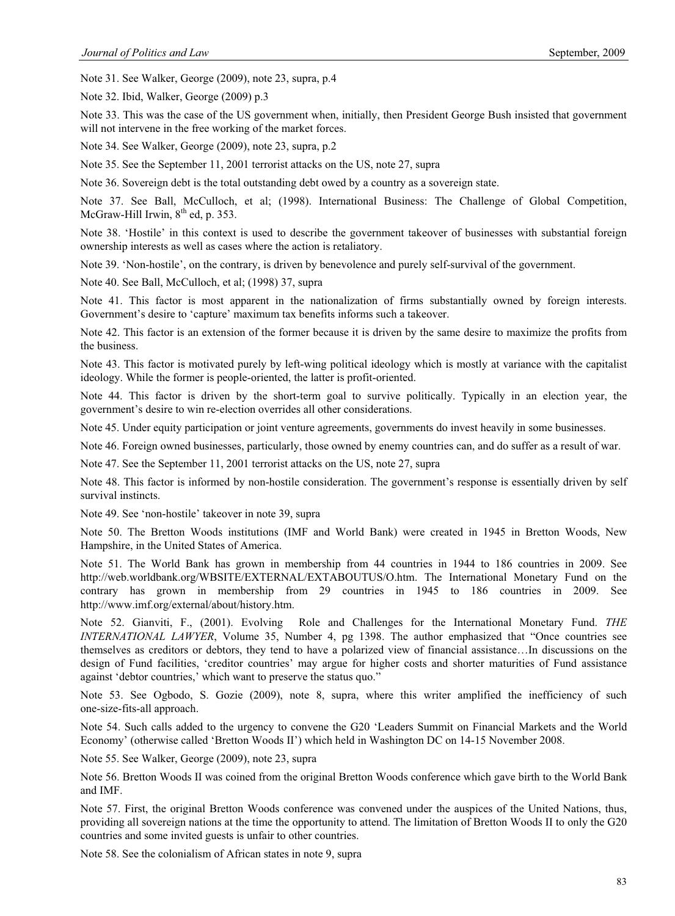Note 31. See Walker, George (2009), note 23, supra, p.4

Note 32. Ibid, Walker, George (2009) p.3

Note 33. This was the case of the US government when, initially, then President George Bush insisted that government will not intervene in the free working of the market forces.

Note 34. See Walker, George (2009), note 23, supra, p.2

Note 35. See the September 11, 2001 terrorist attacks on the US, note 27, supra

Note 36. Sovereign debt is the total outstanding debt owed by a country as a sovereign state.

Note 37. See Ball, McCulloch, et al; (1998). International Business: The Challenge of Global Competition, McGraw-Hill Irwin, 8th ed, p. 353.

Note 38. 'Hostile' in this context is used to describe the government takeover of businesses with substantial foreign ownership interests as well as cases where the action is retaliatory.

Note 39. 'Non-hostile', on the contrary, is driven by benevolence and purely self-survival of the government.

Note 40. See Ball, McCulloch, et al; (1998) 37, supra

Note 41. This factor is most apparent in the nationalization of firms substantially owned by foreign interests. Government's desire to 'capture' maximum tax benefits informs such a takeover.

Note 42. This factor is an extension of the former because it is driven by the same desire to maximize the profits from the business.

Note 43. This factor is motivated purely by left-wing political ideology which is mostly at variance with the capitalist ideology. While the former is people-oriented, the latter is profit-oriented.

Note 44. This factor is driven by the short-term goal to survive politically. Typically in an election year, the government's desire to win re-election overrides all other considerations.

Note 45. Under equity participation or joint venture agreements, governments do invest heavily in some businesses.

Note 46. Foreign owned businesses, particularly, those owned by enemy countries can, and do suffer as a result of war.

Note 47. See the September 11, 2001 terrorist attacks on the US, note 27, supra

Note 48. This factor is informed by non-hostile consideration. The government's response is essentially driven by self survival instincts.

Note 49. See 'non-hostile' takeover in note 39, supra

Note 50. The Bretton Woods institutions (IMF and World Bank) were created in 1945 in Bretton Woods, New Hampshire, in the United States of America.

Note 51. The World Bank has grown in membership from 44 countries in 1944 to 186 countries in 2009. See http://web.worldbank.org/WBSITE/EXTERNAL/EXTABOUTUS/O.htm. The International Monetary Fund on the contrary has grown in membership from 29 countries in 1945 to 186 countries in 2009. See http://www.imf.org/external/about/history.htm.

Note 52. Gianviti, F., (2001). Evolving Role and Challenges for the International Monetary Fund. *THE INTERNATIONAL LAWYER*, Volume 35, Number 4, pg 1398. The author emphasized that "Once countries see themselves as creditors or debtors, they tend to have a polarized view of financial assistance…In discussions on the design of Fund facilities, 'creditor countries' may argue for higher costs and shorter maturities of Fund assistance against 'debtor countries,' which want to preserve the status quo."

Note 53. See Ogbodo, S. Gozie (2009), note 8, supra, where this writer amplified the inefficiency of such one-size-fits-all approach.

Note 54. Such calls added to the urgency to convene the G20 'Leaders Summit on Financial Markets and the World Economy' (otherwise called 'Bretton Woods II') which held in Washington DC on 14-15 November 2008.

Note 55. See Walker, George (2009), note 23, supra

Note 56. Bretton Woods II was coined from the original Bretton Woods conference which gave birth to the World Bank and IMF.

Note 57. First, the original Bretton Woods conference was convened under the auspices of the United Nations, thus, providing all sovereign nations at the time the opportunity to attend. The limitation of Bretton Woods II to only the G20 countries and some invited guests is unfair to other countries.

Note 58. See the colonialism of African states in note 9, supra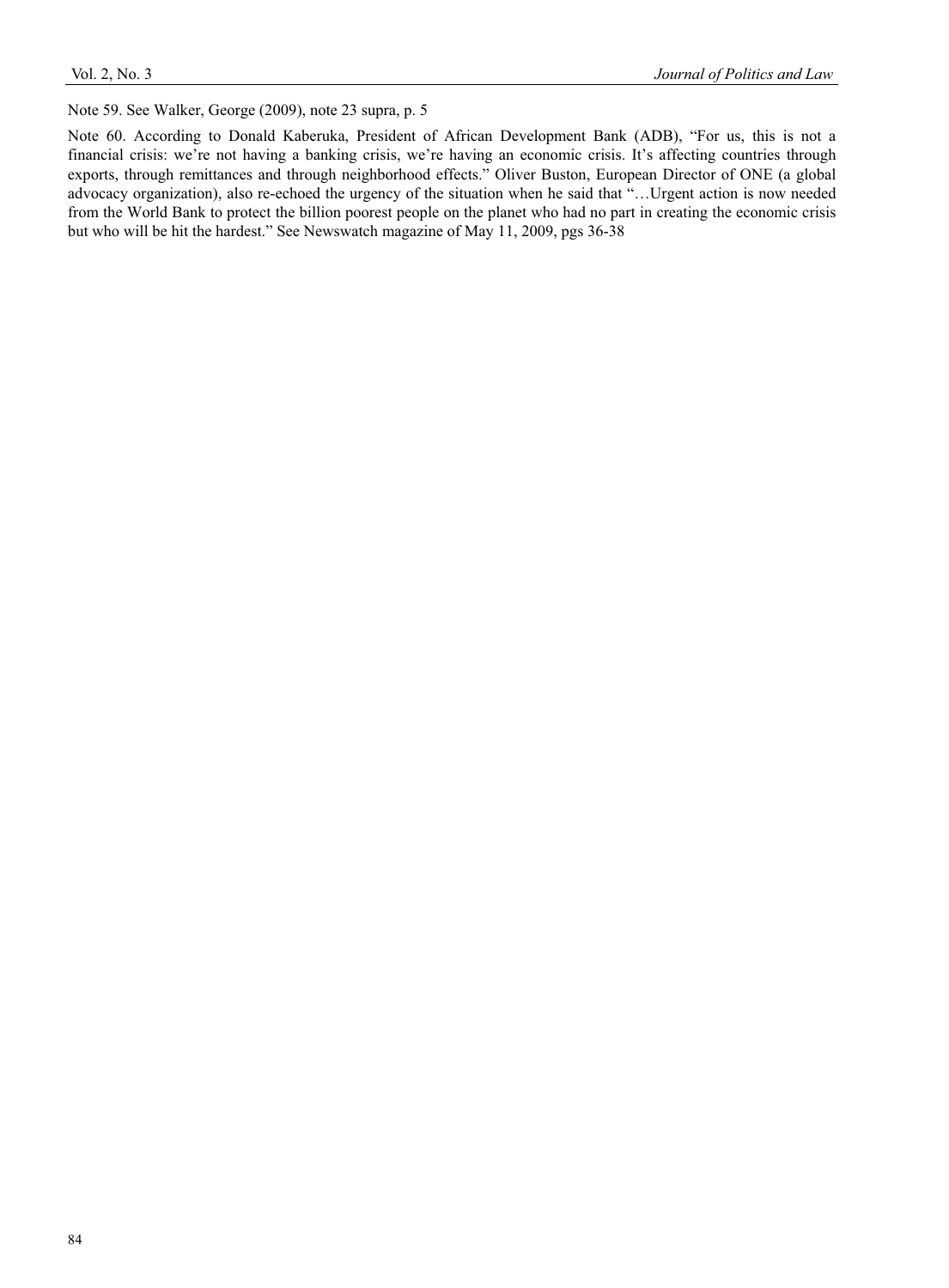Note 59. See Walker, George (2009), note 23 supra, p. 5

Note 60. According to Donald Kaberuka, President of African Development Bank (ADB), “For us, this is not a financial crisis: we’re not having a banking crisis, we’re having an economic crisis. It’s affecting countries through exports, through remittances and through neighborhood effects.” Oliver Buston, European Director of ONE (a global advocacy organization), also re-echoed the urgency of the situation when he said that “…Urgent action is now needed from the World Bank to protect the billion poorest people on the planet who had no part in creating the economic crisis but who will be hit the hardest.” See Newswatch magazine of May 11, 2009, pgs 36-38